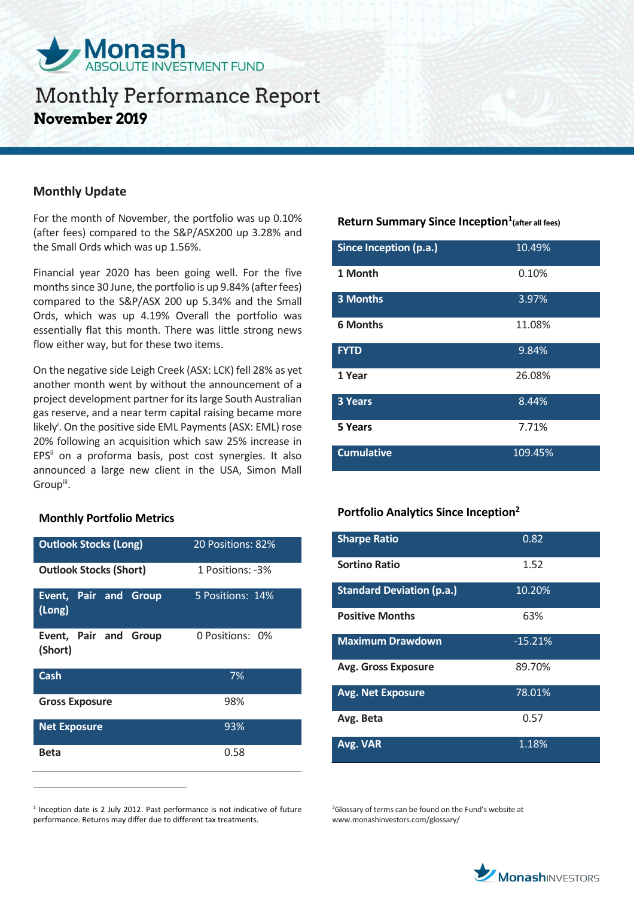# Monash ABSOLUTE INVESTMENT FUND

# Monthly Performance Report

**November 2019**

## Monthly Update

For the month of November, the portfolio was up 0.10% (after fees) compared to the S&P/ASX200 up 3.28% and the Small Ords which was up 1.56%.

Financial year 2020 has been going well. For the five months since 30 June, the portfolio is up 9.84% (after fees) compared to the S&P/ASX 200 up 5.34% and the Small Ords, which was up 4.19% Overall the portfolio was essentially flat this month. There was little strong news flow either way, but for these two items.

On the negative side Leigh Creek (ASX: LCK) fell 28% as yet another month went by without the announcement of a project development partner for its large South Australian gas reserve, and a near term capital raising became more likely[i]. On the positive side EML Payments (ASX: EML) rose 20% following an acquisition which saw 25% increase in EPS[ii] on a proforma basis, post cost synergies. It also announced a large new client in the USA, Simon Mall Group[iii].

### Monthly Portfolio Metrics

| | |
|---|---|
| **Outlook Stocks (Long)** | 20 Positions: 82% |
| **Outlook Stocks (Short)** | 1 Positions: -3% |
| **Event, Pair and Group (Long)** | 5 Positions: 14% |
| **Event, Pair and Group (Short)** | 0 Positions: 0% |
| **Cash** | 7% |
| **Gross Exposure** | 98% |
| **Net Exposure** | 93% |
| **Beta** | 0.58 |

### Return Summary Since Inception[1] (after all fees)

| | |
|---|---|
| **Since Inception (p.a.)** | 10.49% |
| **1 Month** | 0.10% |
| **3 Months** | 3.97% |
| **6 Months** | 11.08% |
| **FYTD** | 9.84% |
| **1 Year** | 26.08% |
| **3 Years** | 8.44% |
| **5 Years** | 7.71% |
| **Cumulative** | 109.45% |

### Portfolio Analytics Since Inception[2]

| | |
|---|---|
| **Sharpe Ratio** | 0.82 |
| **Sortino Ratio** | 1.52 |
| **Standard Deviation (p.a.)** | 10.20% |
| **Positive Months** | 63% |
| **Maximum Drawdown** | -15.21% |
| **Avg. Gross Exposure** | 89.70% |
| **Avg. Net Exposure** | 78.01% |
| **Avg. Beta** | 0.57 |
| **Avg. VAR** | 1.18% |

[1] Inception date is 2 July 2012. Past performance is not indicative of future performance. Returns may differ due to different tax treatments.

[2] Glossary of terms can be found on the Fund's website at www.monashinvestors.com/glossary/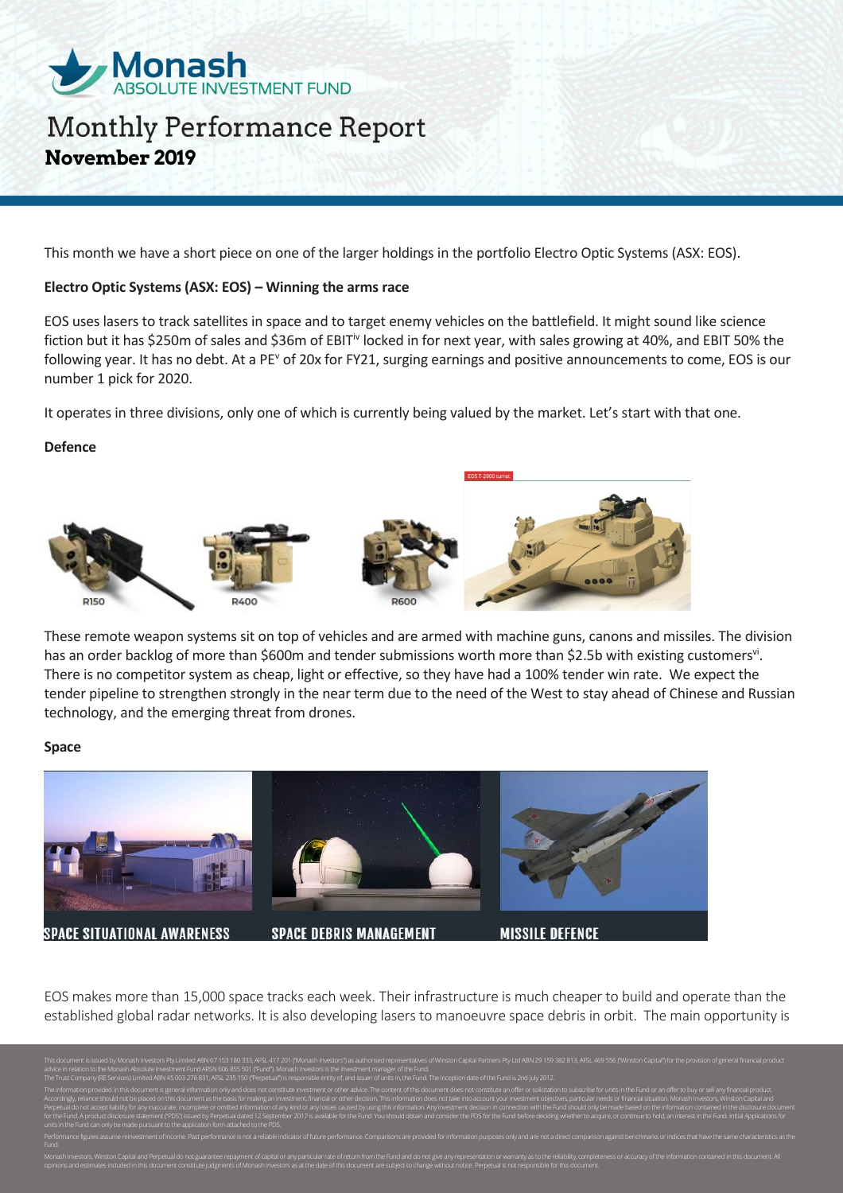# Monash ABSOLUTE INVESTMENT FUND

## Monthly Performance Report
**November 2019**

This month we have a short piece on one of the larger holdings in the portfolio Electro Optic Systems (ASX: EOS).

**Electro Optic Systems (ASX: EOS) – Winning the arms race**

EOS uses lasers to track satellites in space and to target enemy vehicles on the battlefield. It might sound like science fiction but it has $250m of sales and $36m of EBIT[iv] locked in for next year, with sales growing at 40%, and EBIT 50% the following year. It has no debt. At a PE[v] of 20x for FY21, surging earnings and positive announcements to come, EOS is our number 1 pick for 2020.

It operates in three divisions, only one of which is currently being valued by the market. Let's start with that one.

**Defence**

R150 R400 R600 EOS T-2000 turret

These remote weapon systems sit on top of vehicles and are armed with machine guns, canons and missiles. The division has an order backlog of more than $600m and tender submissions worth more than $2.5b with existing customers[vi]. There is no competitor system as cheap, light or effective, so they have had a 100% tender win rate. We expect the tender pipeline to strengthen strongly in the near term due to the need of the West to stay ahead of Chinese and Russian technology, and the emerging threat from drones.

**Space**

SPACE SITUATIONAL AWARENESS SPACE DEBRIS MANAGEMENT MISSILE DEFENCE

EOS makes more than 15,000 space tracks each week. Their infrastructure is much cheaper to build and operate than the established global radar networks. It is also developing lasers to manoeuvre space debris in orbit. The main opportunity is

This document is issued by Monash Investors Pty Limited ABN 67 153 180 333, AFSL 417 201 ("Monash Investors") as authorised representatives of Winston Capital Partners Pty Ltd ABN 29 159 382 813, AFSL 469 556 ("Winston Capital") for the provision of general financial product advice in relation to the Monash Absolute Investment Fund ARSN 606 855 501 ("Fund"). Monash Investors is the investment manager of the Fund. The Trust Company (RE Services) Limited ABN 45 003 278 831, AFSL 235 150 ("Perpetual") is responsible entity of, and issuer of units in, the Fund. The inception date of the Fund is 2nd July 2012.

The information provided in this document is general information only and does not constitute investment or other advice. The content of this document does not constitute an offer or solicitation to subscribe for units in the Fund or an offer to buy or sell any financial product. Accordingly, reliance should not be placed on this document as the basis for making an investment, financial or other decision. This information does not take into account your investment objectives, particular needs or financial situation. Monash Investors, Winston Capital and Perpetual do not accept liability for any inaccurate, incomplete or omitted information of any kind or any losses caused by using this information. Any investment decision in connection with the Fund should only be made based on the information contained in the disclosure document for the Fund. A product disclosure statement ("PDS") issued by Perpetual dated 12 September 2017 is available for the Fund. You should obtain and consider the PDS for the Fund before deciding whether to acquire, or continue to hold, an interest in the Fund. Initial Applications for units in the Fund can only be made pursuant to the application form attached to the PDS.

Performance figures assume reinvestment of income. Past performance is not a reliable indicator of future performance. Comparisons are provided for information purposes only and are not a direct comparison against benchmarks or indices that have the same characteristics as the Fund.

Monash Investors, Winston Capital and Perpetual do not guarantee repayment of capital or any particular rate of return from the Fund and do not give any representation or warranty as to the reliability, completeness or accuracy of the information contained in this document. All opinions and estimates included in this document constitute judgments of Monash Investors as at the date of this document are subject to change without notice. Perpetual is not responsible for this document.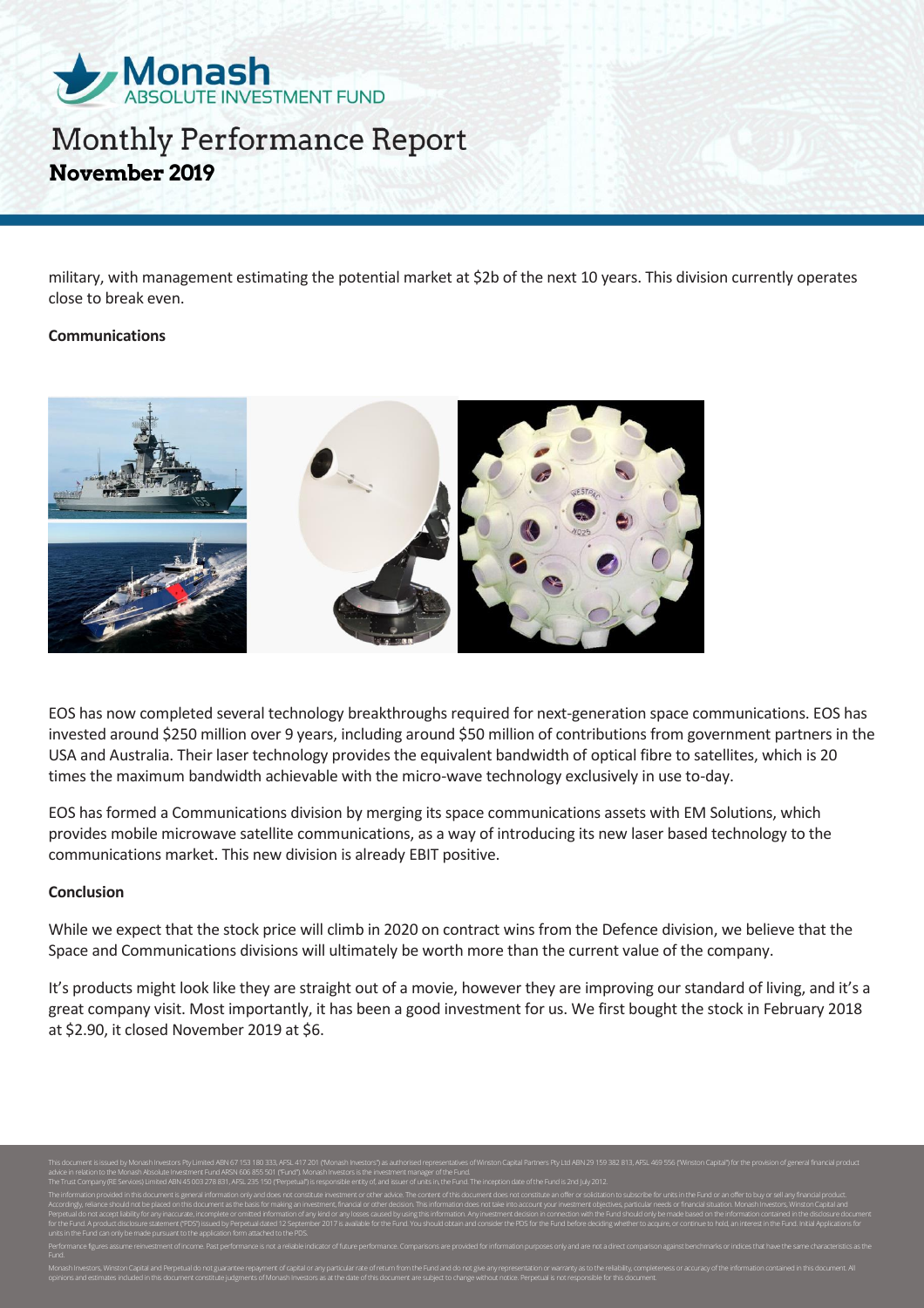military, with management estimating the potential market at $2b of the next 10 years. This division currently operates close to break even.

**Communications**

EOS has now completed several technology breakthroughs required for next-generation space communications. EOS has invested around $250 million over 9 years, including around $50 million of contributions from government partners in the USA and Australia. Their laser technology provides the equivalent bandwidth of optical fibre to satellites, which is 20 times the maximum bandwidth achievable with the micro-wave technology exclusively in use to-day.

EOS has formed a Communications division by merging its space communications assets with EM Solutions, which provides mobile microwave satellite communications, as a way of introducing its new laser based technology to the communications market. This new division is already EBIT positive.

**Conclusion**

While we expect that the stock price will climb in 2020 on contract wins from the Defence division, we believe that the Space and Communications divisions will ultimately be worth more than the current value of the company.

It's products might look like they are straight out of a movie, however they are improving our standard of living, and it's a great company visit. Most importantly, it has been a good investment for us. We first bought the stock in February 2018 at $2.90, it closed November 2019 at $6.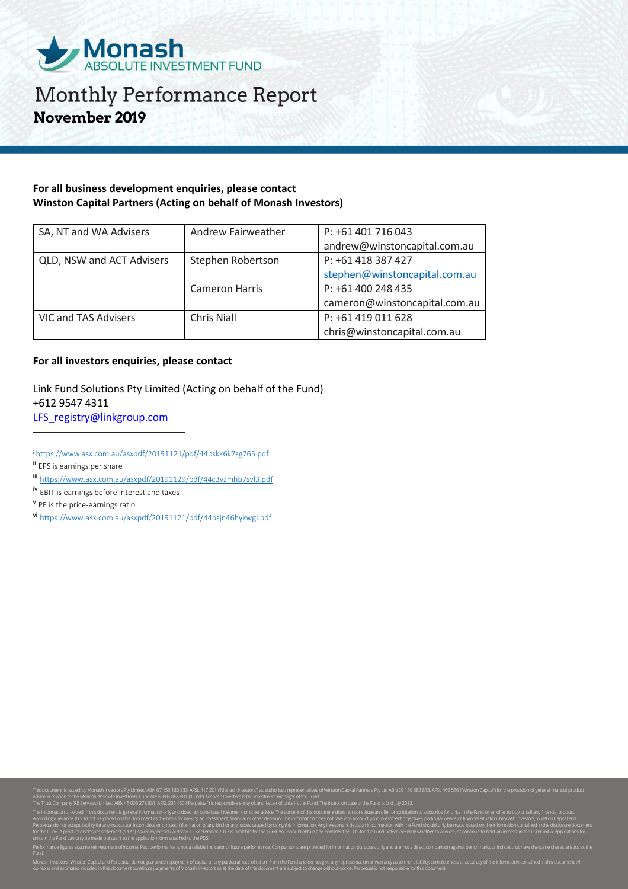# Monash ABSOLUTE INVESTMENT FUND

# Monthly Performance Report

## November 2019

**For all business development enquiries, please contact**
**Winston Capital Partners (Acting on behalf of Monash Investors)**

| | | |
|---|---|---|
| SA, NT and WA Advisers | Andrew Fairweather | P: +61 401 716 043<br>andrew@winstoncapital.com.au |
| QLD, NSW and ACT Advisers | Stephen Robertson | P: +61 418 387 427<br>stephen@winstoncapital.com.au |
| | Cameron Harris | P: +61 400 248 435<br>cameron@winstoncapital.com.au |
| VIC and TAS Advisers | Chris Niall | P: +61 419 011 628<br>chris@winstoncapital.com.au |

**For all investors enquiries, please contact**

Link Fund Solutions Pty Limited (Acting on behalf of the Fund)
+612 9547 4311
LFS_registry@linkgroup.com

---

[i] https://www.asx.com.au/asxpdf/20191121/pdf/44bskk6k7sg765.pdf
[ii] EPS is earnings per share
[iii] https://www.asx.com.au/asxpdf/20191129/pdf/44c3vzmhb7svl3.pdf
[iv] EBIT is earnings before interest and taxes
[v] PE is the price-earnings ratio
[vi] https://www.asx.com.au/asxpdf/20191121/pdf/44bsjn46hykwgl.pdf

This document is issued by Monash Investors Pty Limited ABN 67 153 180 333, AFSL 417 201 ("Monash Investors") as authorised representatives of Winston Capital Partners Pty Ltd ABN 29 159 382 813, AFSL 469 556 ("Winston Capital") for the provision of general financial product advice in relation to the Monash Absolute Investment Fund ARSN 606 855 501 ("Fund"). Monash Investors is the investment manager of the Fund.
The Trust Company (RE Services) Limited ABN 45 003 278 831, AFSL 235 150 ("Perpetual") is responsible entity of, and issuer of units in, the Fund. The inception date of the Fund is 2nd July 2012.

The information provided in this document is general information only and does not constitute investment or other advice. The content of this document does not constitute an offer or solicitation to subscribe for units in the Fund or an offer to buy or sell any financial product. Accordingly, reliance should not be placed on this document as the basis for making an investment, financial or other decision. This information does not take into account your investment objectives, particular needs or financial situation. Monash Investors, Winston Capital and Perpetual do not accept liability for any inaccurate, incomplete or omitted information of any kind or any losses caused by using this information. Any investment decision in connection with the Fund should only be made based on the information contained in the disclosure document for the Fund. A product disclosure statement ("PDS") issued by Perpetual dated 12 September 2017 is available for the Fund. You should obtain and consider the PDS for the Fund before deciding whether to acquire, or continue to hold, an interest in the Fund. Initial Applications for units in the Fund can only be made pursuant to the application form attached to the PDS.

Performance figures assume reinvestment of income. Past performance is not a reliable indicator of future performance. Comparisons are provided for information purposes only and are not a direct comparison against benchmarks or indices that have the same characteristics as the Fund.

Monash Investors, Winston Capital and Perpetual do not guarantee repayment of capital or any particular rate of return from the Fund and do not give any representation or warranty as to the reliability, completeness or accuracy of the information contained in this document. All opinions and estimates included in this document constitute judgments of Monash Investors as at the date of this document are subject to change without notice. Perpetual is not responsible for this document.